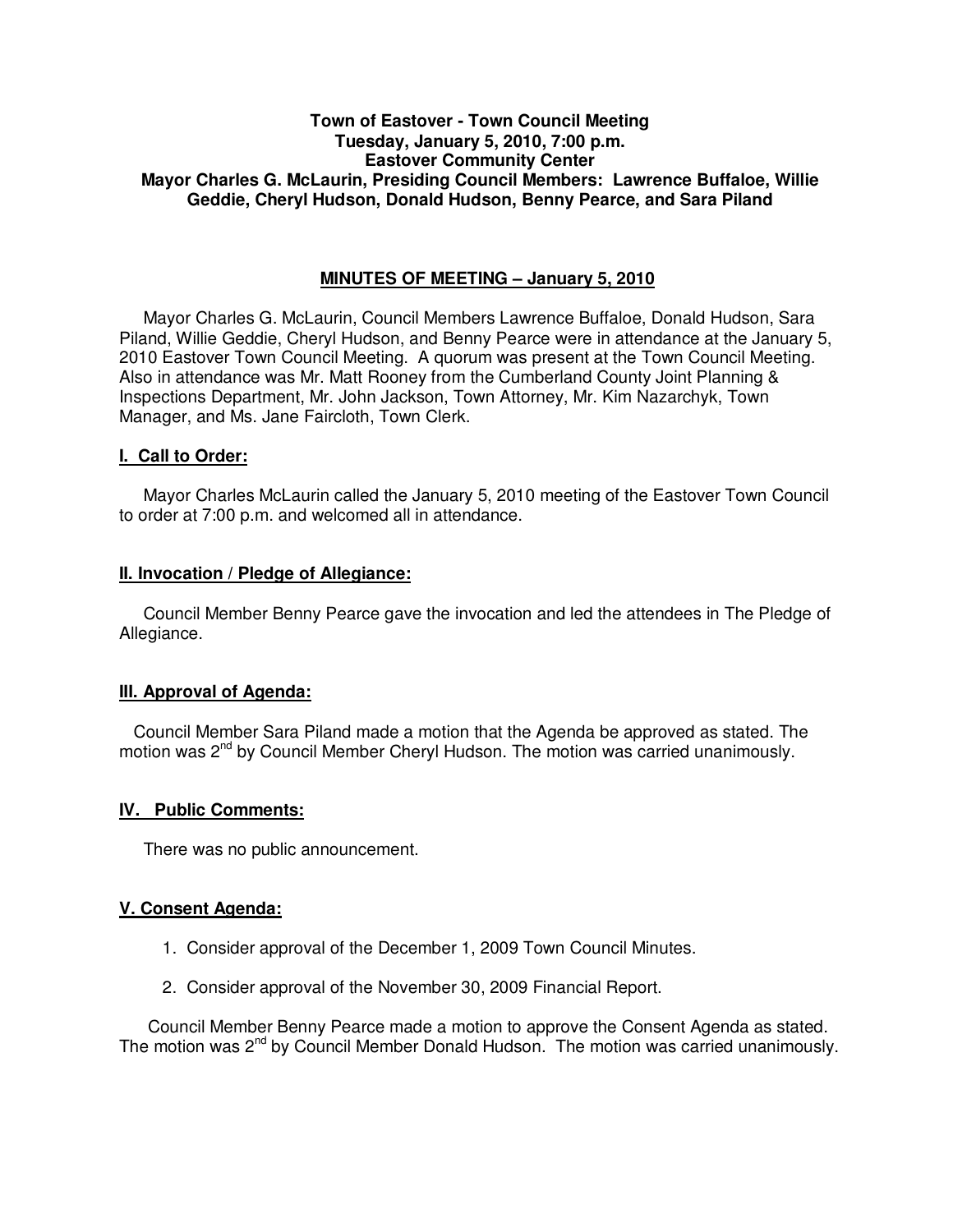**Town of Eastover - Town Council Meeting**
**Tuesday, January 5, 2010, 7:00 p.m.**
**Eastover Community Center**
**Mayor Charles G. McLaurin, Presiding Council Members: Lawrence Buffaloe, Willie Geddie, Cheryl Hudson, Donald Hudson, Benny Pearce, and Sara Piland**

## MINUTES OF MEETING – January 5, 2010

Mayor Charles G. McLaurin, Council Members Lawrence Buffaloe, Donald Hudson, Sara Piland, Willie Geddie, Cheryl Hudson, and Benny Pearce were in attendance at the January 5, 2010 Eastover Town Council Meeting. A quorum was present at the Town Council Meeting. Also in attendance was Mr. Matt Rooney from the Cumberland County Joint Planning & Inspections Department, Mr. John Jackson, Town Attorney, Mr. Kim Nazarchyk, Town Manager, and Ms. Jane Faircloth, Town Clerk.

### I. Call to Order:

Mayor Charles McLaurin called the January 5, 2010 meeting of the Eastover Town Council to order at 7:00 p.m. and welcomed all in attendance.

### II. Invocation / Pledge of Allegiance:

Council Member Benny Pearce gave the invocation and led the attendees in The Pledge of Allegiance.

### III. Approval of Agenda:

Council Member Sara Piland made a motion that the Agenda be approved as stated. The motion was 2nd by Council Member Cheryl Hudson. The motion was carried unanimously.

### IV. Public Comments:

There was no public announcement.

### V. Consent Agenda:

1. Consider approval of the December 1, 2009 Town Council Minutes.
2. Consider approval of the November 30, 2009 Financial Report.

Council Member Benny Pearce made a motion to approve the Consent Agenda as stated. The motion was 2nd by Council Member Donald Hudson. The motion was carried unanimously.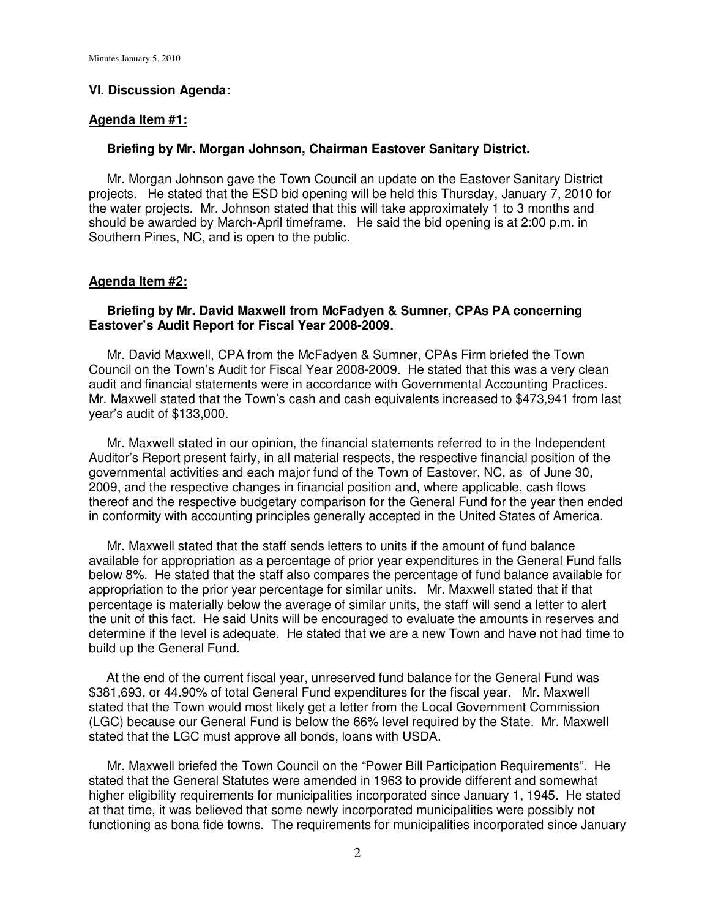### VI. Discussion Agenda:

**Agenda Item #1:**

**Briefing by Mr. Morgan Johnson, Chairman Eastover Sanitary District.**

Mr. Morgan Johnson gave the Town Council an update on the Eastover Sanitary District projects. He stated that the ESD bid opening will be held this Thursday, January 7, 2010 for the water projects. Mr. Johnson stated that this will take approximately 1 to 3 months and should be awarded by March-April timeframe. He said the bid opening is at 2:00 p.m. in Southern Pines, NC, and is open to the public.

**Agenda Item #2:**

**Briefing by Mr. David Maxwell from McFadyen & Sumner, CPAs PA concerning Eastover's Audit Report for Fiscal Year 2008-2009.**

Mr. David Maxwell, CPA from the McFadyen & Sumner, CPAs Firm briefed the Town Council on the Town's Audit for Fiscal Year 2008-2009. He stated that this was a very clean audit and financial statements were in accordance with Governmental Accounting Practices. Mr. Maxwell stated that the Town's cash and cash equivalents increased to $473,941 from last year's audit of $133,000.

Mr. Maxwell stated in our opinion, the financial statements referred to in the Independent Auditor's Report present fairly, in all material respects, the respective financial position of the governmental activities and each major fund of the Town of Eastover, NC, as of June 30, 2009, and the respective changes in financial position and, where applicable, cash flows thereof and the respective budgetary comparison for the General Fund for the year then ended in conformity with accounting principles generally accepted in the United States of America.

Mr. Maxwell stated that the staff sends letters to units if the amount of fund balance available for appropriation as a percentage of prior year expenditures in the General Fund falls below 8%. He stated that the staff also compares the percentage of fund balance available for appropriation to the prior year percentage for similar units. Mr. Maxwell stated that if that percentage is materially below the average of similar units, the staff will send a letter to alert the unit of this fact. He said Units will be encouraged to evaluate the amounts in reserves and determine if the level is adequate. He stated that we are a new Town and have not had time to build up the General Fund.

At the end of the current fiscal year, unreserved fund balance for the General Fund was $381,693, or 44.90% of total General Fund expenditures for the fiscal year. Mr. Maxwell stated that the Town would most likely get a letter from the Local Government Commission (LGC) because our General Fund is below the 66% level required by the State. Mr. Maxwell stated that the LGC must approve all bonds, loans with USDA.

Mr. Maxwell briefed the Town Council on the "Power Bill Participation Requirements". He stated that the General Statutes were amended in 1963 to provide different and somewhat higher eligibility requirements for municipalities incorporated since January 1, 1945. He stated at that time, it was believed that some newly incorporated municipalities were possibly not functioning as bona fide towns. The requirements for municipalities incorporated since January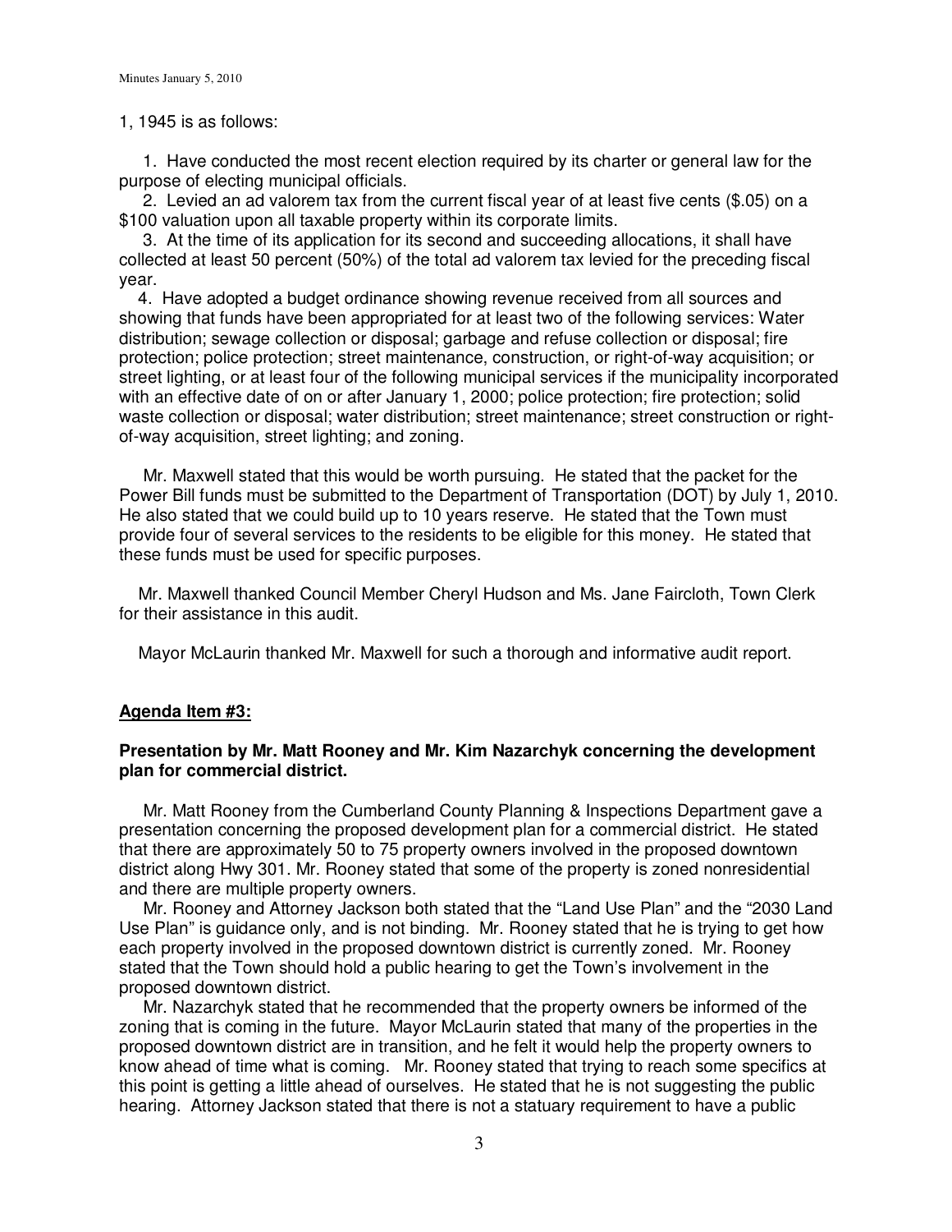1, 1945 is as follows:

1. Have conducted the most recent election required by its charter or general law for the purpose of electing municipal officials.
2. Levied an ad valorem tax from the current fiscal year of at least five cents ($.05) on a $100 valuation upon all taxable property within its corporate limits.
3. At the time of its application for its second and succeeding allocations, it shall have collected at least 50 percent (50%) of the total ad valorem tax levied for the preceding fiscal year.
4. Have adopted a budget ordinance showing revenue received from all sources and showing that funds have been appropriated for at least two of the following services: Water distribution; sewage collection or disposal; garbage and refuse collection or disposal; fire protection; police protection; street maintenance, construction, or right-of-way acquisition; or street lighting, or at least four of the following municipal services if the municipality incorporated with an effective date of on or after January 1, 2000; police protection; fire protection; solid waste collection or disposal; water distribution; street maintenance; street construction or right-of-way acquisition, street lighting; and zoning.

Mr. Maxwell stated that this would be worth pursuing. He stated that the packet for the Power Bill funds must be submitted to the Department of Transportation (DOT) by July 1, 2010. He also stated that we could build up to 10 years reserve. He stated that the Town must provide four of several services to the residents to be eligible for this money. He stated that these funds must be used for specific purposes.

Mr. Maxwell thanked Council Member Cheryl Hudson and Ms. Jane Faircloth, Town Clerk for their assistance in this audit.

Mayor McLaurin thanked Mr. Maxwell for such a thorough and informative audit report.

**Agenda Item #3:**

**Presentation by Mr. Matt Rooney and Mr. Kim Nazarchyk concerning the development plan for commercial district.**

Mr. Matt Rooney from the Cumberland County Planning & Inspections Department gave a presentation concerning the proposed development plan for a commercial district. He stated that there are approximately 50 to 75 property owners involved in the proposed downtown district along Hwy 301. Mr. Rooney stated that some of the property is zoned nonresidential and there are multiple property owners.

Mr. Rooney and Attorney Jackson both stated that the "Land Use Plan" and the "2030 Land Use Plan" is guidance only, and is not binding. Mr. Rooney stated that he is trying to get how each property involved in the proposed downtown district is currently zoned. Mr. Rooney stated that the Town should hold a public hearing to get the Town's involvement in the proposed downtown district.

Mr. Nazarchyk stated that he recommended that the property owners be informed of the zoning that is coming in the future. Mayor McLaurin stated that many of the properties in the proposed downtown district are in transition, and he felt it would help the property owners to know ahead of time what is coming. Mr. Rooney stated that trying to reach some specifics at this point is getting a little ahead of ourselves. He stated that he is not suggesting the public hearing. Attorney Jackson stated that there is not a statuary requirement to have a public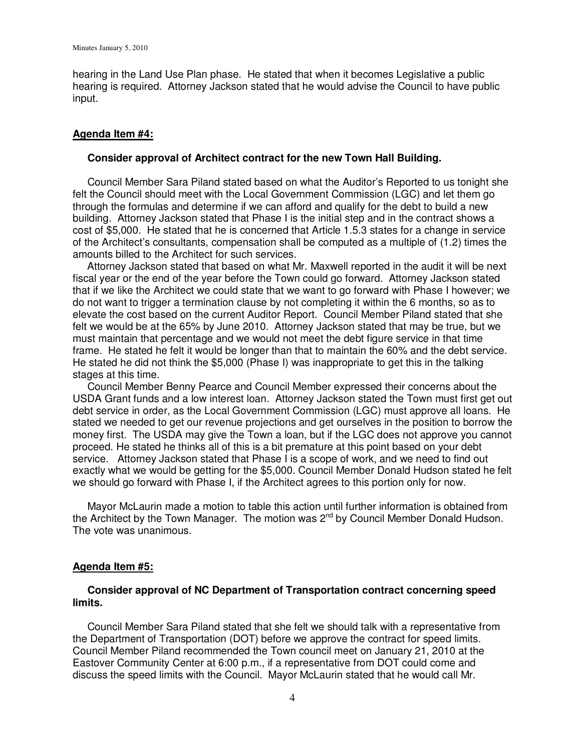hearing in the Land Use Plan phase. He stated that when it becomes Legislative a public hearing is required. Attorney Jackson stated that he would advise the Council to have public input.

## Agenda Item #4:

**Consider approval of Architect contract for the new Town Hall Building.**

Council Member Sara Piland stated based on what the Auditor's Reported to us tonight she felt the Council should meet with the Local Government Commission (LGC) and let them go through the formulas and determine if we can afford and qualify for the debt to build a new building. Attorney Jackson stated that Phase I is the initial step and in the contract shows a cost of $5,000. He stated that he is concerned that Article 1.5.3 states for a change in service of the Architect's consultants, compensation shall be computed as a multiple of (1.2) times the amounts billed to the Architect for such services.

Attorney Jackson stated that based on what Mr. Maxwell reported in the audit it will be next fiscal year or the end of the year before the Town could go forward. Attorney Jackson stated that if we like the Architect we could state that we want to go forward with Phase I however; we do not want to trigger a termination clause by not completing it within the 6 months, so as to elevate the cost based on the current Auditor Report. Council Member Piland stated that she felt we would be at the 65% by June 2010. Attorney Jackson stated that may be true, but we must maintain that percentage and we would not meet the debt figure service in that time frame. He stated he felt it would be longer than that to maintain the 60% and the debt service. He stated he did not think the $5,000 (Phase I) was inappropriate to get this in the talking stages at this time.

Council Member Benny Pearce and Council Member expressed their concerns about the USDA Grant funds and a low interest loan. Attorney Jackson stated the Town must first get out debt service in order, as the Local Government Commission (LGC) must approve all loans. He stated we needed to get our revenue projections and get ourselves in the position to borrow the money first. The USDA may give the Town a loan, but if the LGC does not approve you cannot proceed. He stated he thinks all of this is a bit premature at this point based on your debt service. Attorney Jackson stated that Phase I is a scope of work, and we need to find out exactly what we would be getting for the $5,000. Council Member Donald Hudson stated he felt we should go forward with Phase I, if the Architect agrees to this portion only for now.

Mayor McLaurin made a motion to table this action until further information is obtained from the Architect by the Town Manager. The motion was 2nd by Council Member Donald Hudson. The vote was unanimous.

## Agenda Item #5:

**Consider approval of NC Department of Transportation contract concerning speed limits.**

Council Member Sara Piland stated that she felt we should talk with a representative from the Department of Transportation (DOT) before we approve the contract for speed limits. Council Member Piland recommended the Town council meet on January 21, 2010 at the Eastover Community Center at 6:00 p.m., if a representative from DOT could come and discuss the speed limits with the Council. Mayor McLaurin stated that he would call Mr.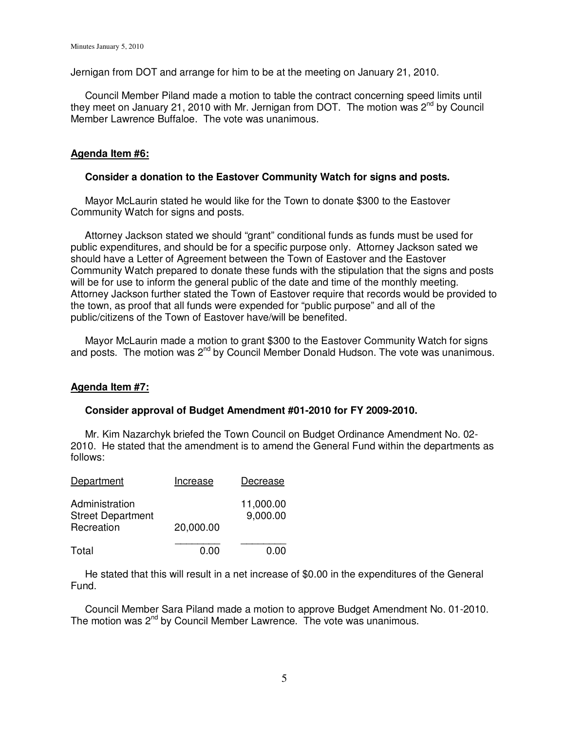Jernigan from DOT and arrange for him to be at the meeting on January 21, 2010.

Council Member Piland made a motion to table the contract concerning speed limits until they meet on January 21, 2010 with Mr. Jernigan from DOT. The motion was 2nd by Council Member Lawrence Buffaloe. The vote was unanimous.

**Agenda Item #6:**

**Consider a donation to the Eastover Community Watch for signs and posts.**

Mayor McLaurin stated he would like for the Town to donate $300 to the Eastover Community Watch for signs and posts.

Attorney Jackson stated we should "grant" conditional funds as funds must be used for public expenditures, and should be for a specific purpose only. Attorney Jackson sated we should have a Letter of Agreement between the Town of Eastover and the Eastover Community Watch prepared to donate these funds with the stipulation that the signs and posts will be for use to inform the general public of the date and time of the monthly meeting. Attorney Jackson further stated the Town of Eastover require that records would be provided to the town, as proof that all funds were expended for "public purpose" and all of the public/citizens of the Town of Eastover have/will be benefited.

Mayor McLaurin made a motion to grant $300 to the Eastover Community Watch for signs and posts. The motion was 2nd by Council Member Donald Hudson. The vote was unanimous.

**Agenda Item #7:**

**Consider approval of Budget Amendment #01-2010 for FY 2009-2010.**

Mr. Kim Nazarchyk briefed the Town Council on Budget Ordinance Amendment No. 02-2010. He stated that the amendment is to amend the General Fund within the departments as follows:

| Department | Increase | Decrease |
|---|---|---|
| Administration | | 11,000.00 |
| Street Department | | 9,000.00 |
| Recreation | 20,000.00 | |
| Total | 0.00 | 0.00 |

He stated that this will result in a net increase of $0.00 in the expenditures of the General Fund.

Council Member Sara Piland made a motion to approve Budget Amendment No. 01-2010. The motion was 2nd by Council Member Lawrence. The vote was unanimous.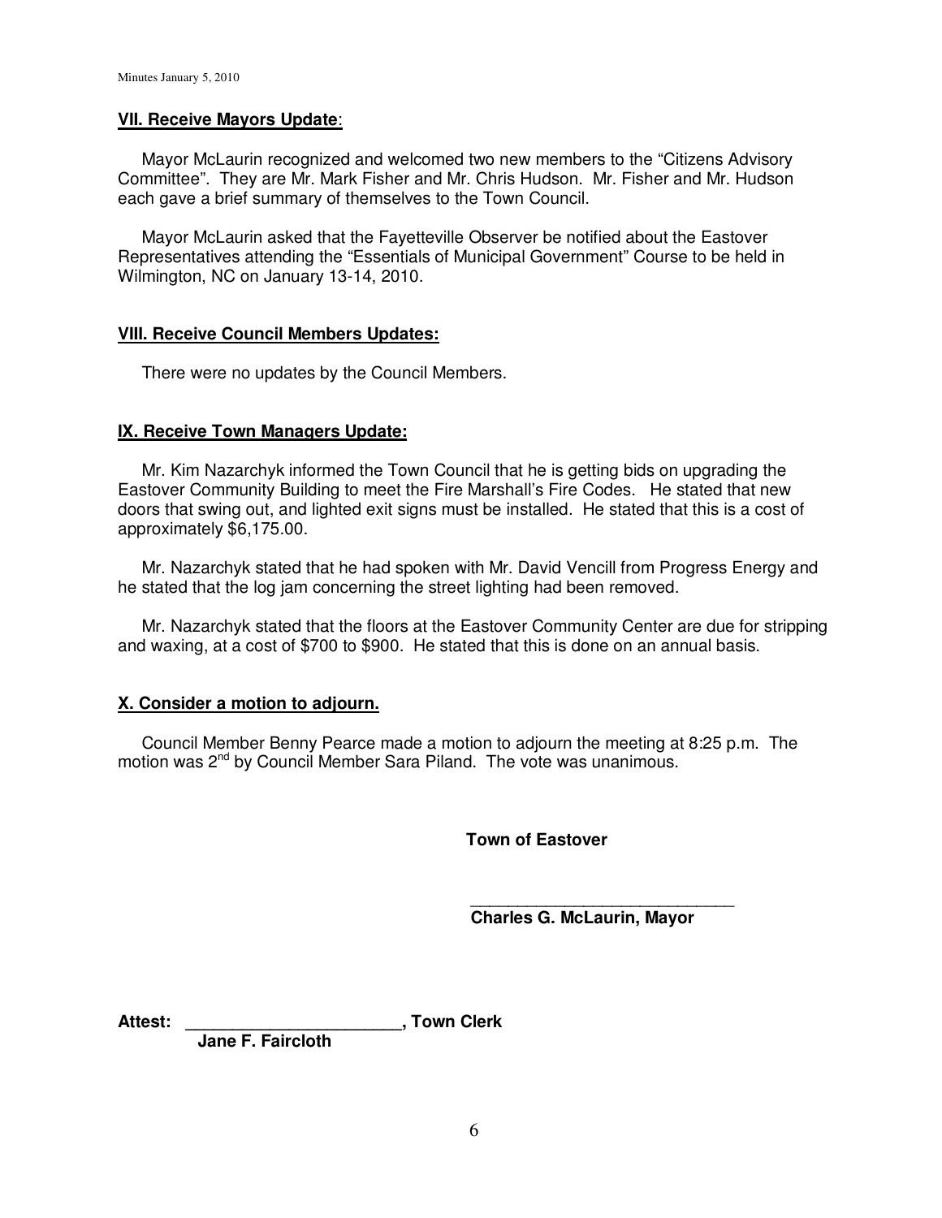## VII. Receive Mayors Update:

Mayor McLaurin recognized and welcomed two new members to the "Citizens Advisory Committee". They are Mr. Mark Fisher and Mr. Chris Hudson. Mr. Fisher and Mr. Hudson each gave a brief summary of themselves to the Town Council.

Mayor McLaurin asked that the Fayetteville Observer be notified about the Eastover Representatives attending the "Essentials of Municipal Government" Course to be held in Wilmington, NC on January 13-14, 2010.

## VIII. Receive Council Members Updates:

There were no updates by the Council Members.

## IX. Receive Town Managers Update:

Mr. Kim Nazarchyk informed the Town Council that he is getting bids on upgrading the Eastover Community Building to meet the Fire Marshall's Fire Codes. He stated that new doors that swing out, and lighted exit signs must be installed. He stated that this is a cost of approximately $6,175.00.

Mr. Nazarchyk stated that he had spoken with Mr. David Vencill from Progress Energy and he stated that the log jam concerning the street lighting had been removed.

Mr. Nazarchyk stated that the floors at the Eastover Community Center are due for stripping and waxing, at a cost of $700 to $900. He stated that this is done on an annual basis.

## X. Consider a motion to adjourn.

Council Member Benny Pearce made a motion to adjourn the meeting at 8:25 p.m. The motion was 2nd by Council Member Sara Piland. The vote was unanimous.

**Town of Eastover**

\_\_\_\_\_\_\_\_\_\_\_\_\_\_\_\_\_\_\_\_\_\_\_\_\_\_\_\_\_\_
**Charles G. McLaurin, Mayor**

**Attest: \_\_\_\_\_\_\_\_\_\_\_\_\_\_\_\_\_\_\_\_\_\_\_\_, Town Clerk**
**Jane F. Faircloth**